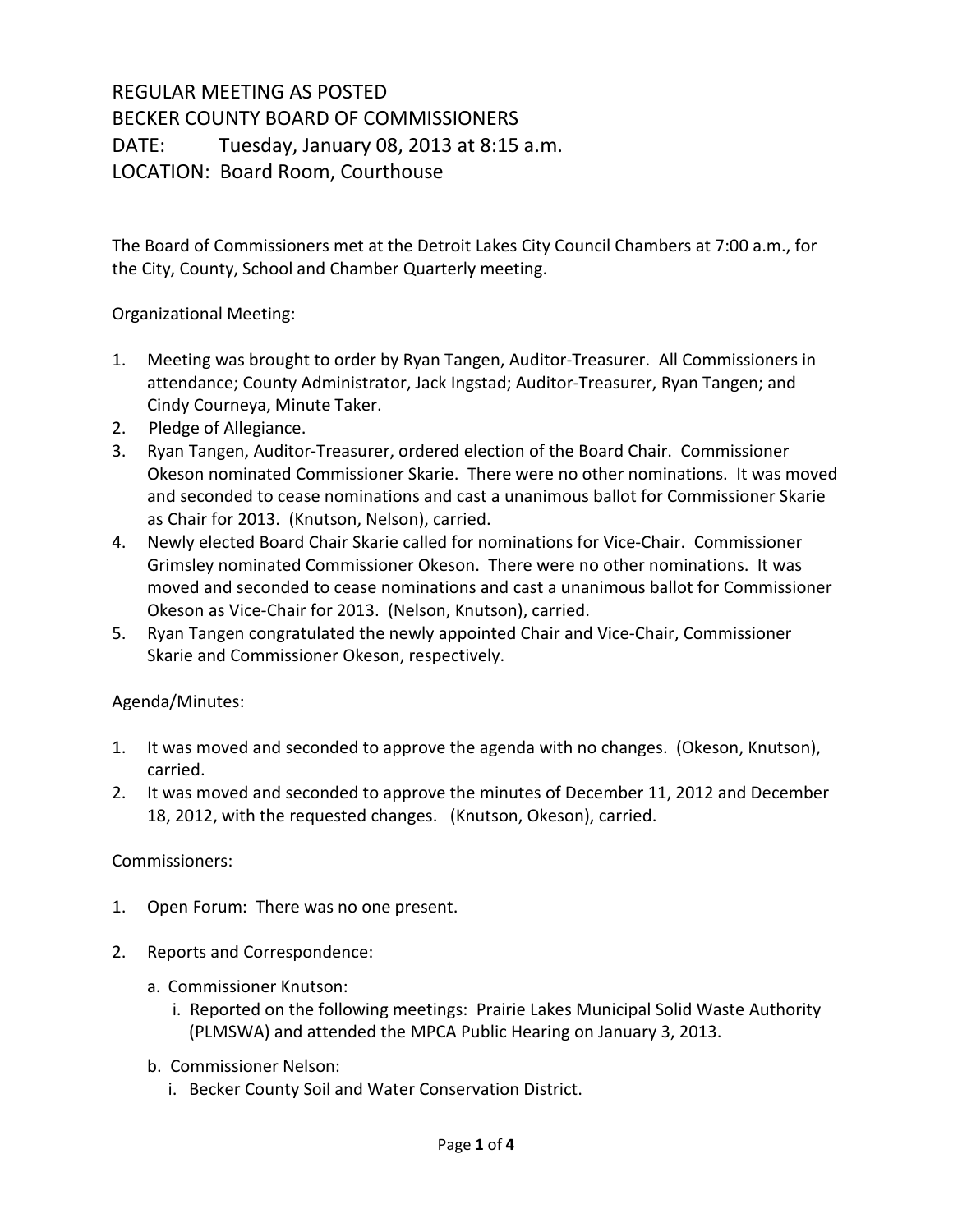REGULAR MEETING AS POSTED
BECKER COUNTY BOARD OF COMMISSIONERS
DATE: Tuesday, January 08, 2013 at 8:15 a.m.
LOCATION: Board Room, Courthouse

The Board of Commissioners met at the Detroit Lakes City Council Chambers at 7:00 a.m., for the City, County, School and Chamber Quarterly meeting.

Organizational Meeting:

1. Meeting was brought to order by Ryan Tangen, Auditor-Treasurer. All Commissioners in attendance; County Administrator, Jack Ingstad; Auditor-Treasurer, Ryan Tangen; and Cindy Courneya, Minute Taker.
2. Pledge of Allegiance.
3. Ryan Tangen, Auditor-Treasurer, ordered election of the Board Chair. Commissioner Okeson nominated Commissioner Skarie. There were no other nominations. It was moved and seconded to cease nominations and cast a unanimous ballot for Commissioner Skarie as Chair for 2013. (Knutson, Nelson), carried.
4. Newly elected Board Chair Skarie called for nominations for Vice-Chair. Commissioner Grimsley nominated Commissioner Okeson. There were no other nominations. It was moved and seconded to cease nominations and cast a unanimous ballot for Commissioner Okeson as Vice-Chair for 2013. (Nelson, Knutson), carried.
5. Ryan Tangen congratulated the newly appointed Chair and Vice-Chair, Commissioner Skarie and Commissioner Okeson, respectively.

Agenda/Minutes:

1. It was moved and seconded to approve the agenda with no changes. (Okeson, Knutson), carried.
2. It was moved and seconded to approve the minutes of December 11, 2012 and December 18, 2012, with the requested changes. (Knutson, Okeson), carried.

Commissioners:

1. Open Forum: There was no one present.
2. Reports and Correspondence:
   a. Commissioner Knutson:
      i. Reported on the following meetings: Prairie Lakes Municipal Solid Waste Authority (PLMSWA) and attended the MPCA Public Hearing on January 3, 2013.
   b. Commissioner Nelson:
      i. Becker County Soil and Water Conservation District.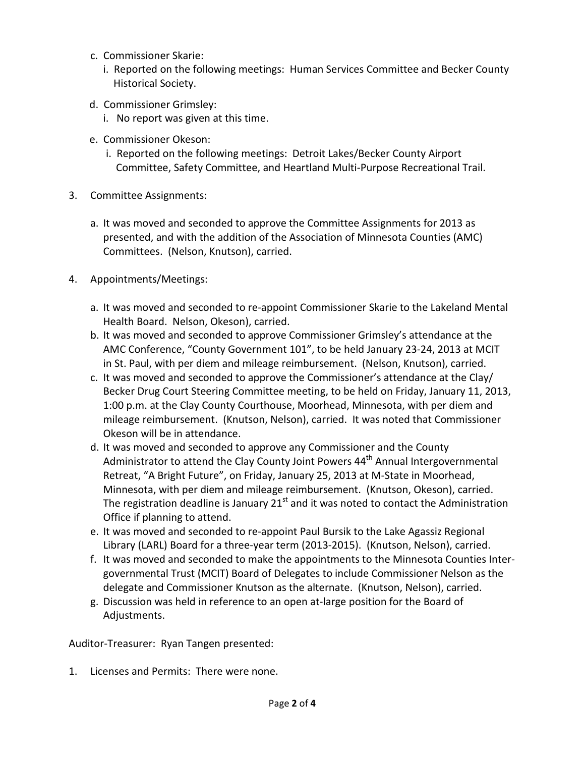c. Commissioner Skarie:
   i. Reported on the following meetings: Human Services Committee and Becker County Historical Society.

d. Commissioner Grimsley:
   i. No report was given at this time.

e. Commissioner Okeson:
   i. Reported on the following meetings: Detroit Lakes/Becker County Airport Committee, Safety Committee, and Heartland Multi-Purpose Recreational Trail.

3. Committee Assignments:

   a. It was moved and seconded to approve the Committee Assignments for 2013 as presented, and with the addition of the Association of Minnesota Counties (AMC) Committees. (Nelson, Knutson), carried.

4. Appointments/Meetings:

   a. It was moved and seconded to re-appoint Commissioner Skarie to the Lakeland Mental Health Board. Nelson, Okeson), carried.
   b. It was moved and seconded to approve Commissioner Grimsley's attendance at the AMC Conference, "County Government 101", to be held January 23-24, 2013 at MCIT in St. Paul, with per diem and mileage reimbursement. (Nelson, Knutson), carried.
   c. It was moved and seconded to approve the Commissioner's attendance at the Clay/ Becker Drug Court Steering Committee meeting, to be held on Friday, January 11, 2013, 1:00 p.m. at the Clay County Courthouse, Moorhead, Minnesota, with per diem and mileage reimbursement. (Knutson, Nelson), carried. It was noted that Commissioner Okeson will be in attendance.
   d. It was moved and seconded to approve any Commissioner and the County Administrator to attend the Clay County Joint Powers 44th Annual Intergovernmental Retreat, "A Bright Future", on Friday, January 25, 2013 at M-State in Moorhead, Minnesota, with per diem and mileage reimbursement. (Knutson, Okeson), carried. The registration deadline is January 21st and it was noted to contact the Administration Office if planning to attend.
   e. It was moved and seconded to re-appoint Paul Bursik to the Lake Agassiz Regional Library (LARL) Board for a three-year term (2013-2015). (Knutson, Nelson), carried.
   f. It was moved and seconded to make the appointments to the Minnesota Counties Inter-governmental Trust (MCIT) Board of Delegates to include Commissioner Nelson as the delegate and Commissioner Knutson as the alternate. (Knutson, Nelson), carried.
   g. Discussion was held in reference to an open at-large position for the Board of Adjustments.

Auditor-Treasurer: Ryan Tangen presented:

1. Licenses and Permits: There were none.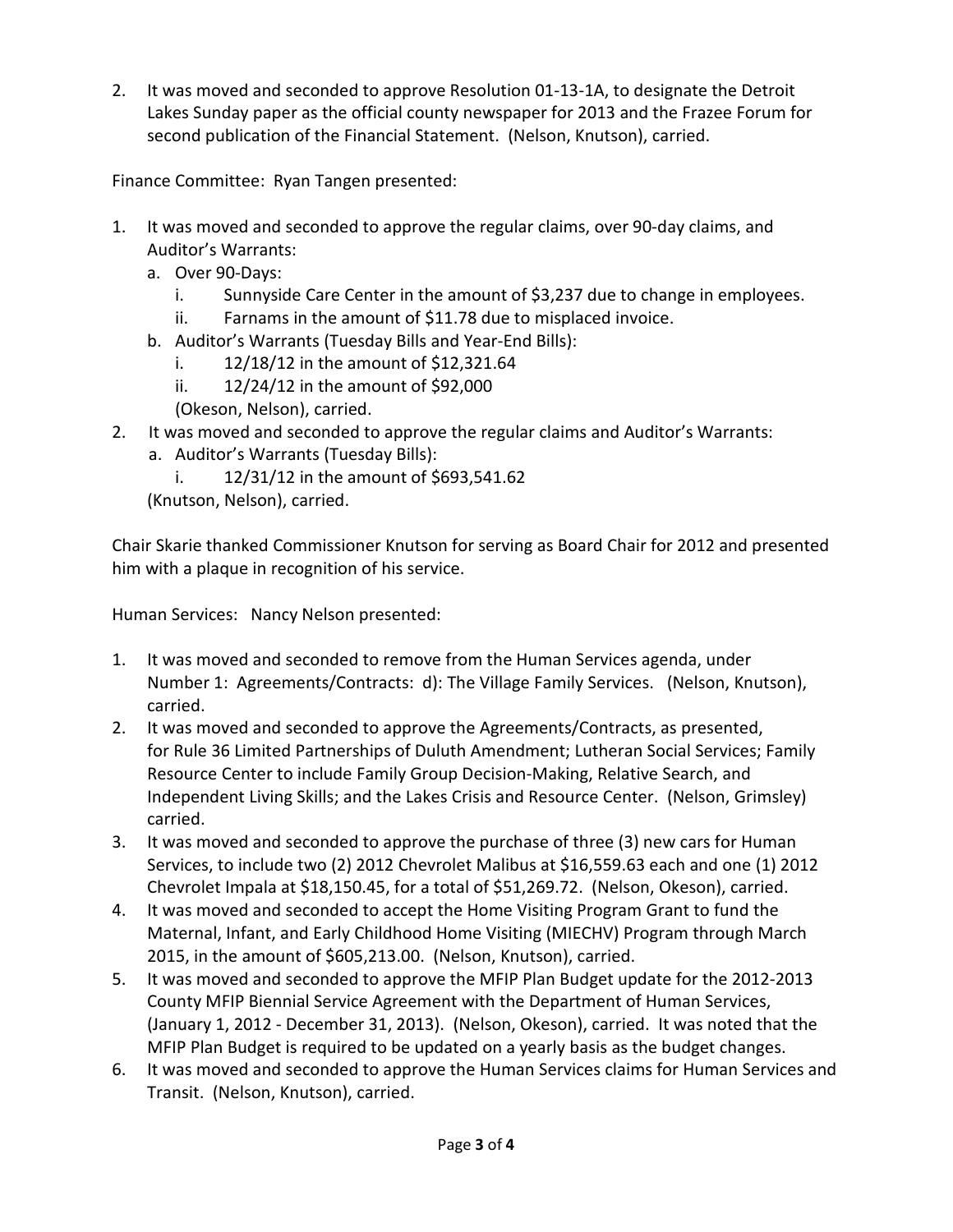2. It was moved and seconded to approve Resolution 01-13-1A, to designate the Detroit Lakes Sunday paper as the official county newspaper for 2013 and the Frazee Forum for second publication of the Financial Statement. (Nelson, Knutson), carried.

Finance Committee: Ryan Tangen presented:

1. It was moved and seconded to approve the regular claims, over 90-day claims, and Auditor's Warrants:
   a. Over 90-Days:
      i. Sunnyside Care Center in the amount of $3,237 due to change in employees.
      ii. Farnams in the amount of $11.78 due to misplaced invoice.
   b. Auditor's Warrants (Tuesday Bills and Year-End Bills):
      i. 12/18/12 in the amount of $12,321.64
      ii. 12/24/12 in the amount of $92,000
   
   (Okeson, Nelson), carried.
2. It was moved and seconded to approve the regular claims and Auditor's Warrants:
   a. Auditor's Warrants (Tuesday Bills):
      i. 12/31/12 in the amount of $693,541.62
   
   (Knutson, Nelson), carried.

Chair Skarie thanked Commissioner Knutson for serving as Board Chair for 2012 and presented him with a plaque in recognition of his service.

Human Services: Nancy Nelson presented:

1. It was moved and seconded to remove from the Human Services agenda, under Number 1: Agreements/Contracts: d): The Village Family Services. (Nelson, Knutson), carried.
2. It was moved and seconded to approve the Agreements/Contracts, as presented, for Rule 36 Limited Partnerships of Duluth Amendment; Lutheran Social Services; Family Resource Center to include Family Group Decision-Making, Relative Search, and Independent Living Skills; and the Lakes Crisis and Resource Center. (Nelson, Grimsley) carried.
3. It was moved and seconded to approve the purchase of three (3) new cars for Human Services, to include two (2) 2012 Chevrolet Malibus at $16,559.63 each and one (1) 2012 Chevrolet Impala at $18,150.45, for a total of $51,269.72. (Nelson, Okeson), carried.
4. It was moved and seconded to accept the Home Visiting Program Grant to fund the Maternal, Infant, and Early Childhood Home Visiting (MIECHV) Program through March 2015, in the amount of $605,213.00. (Nelson, Knutson), carried.
5. It was moved and seconded to approve the MFIP Plan Budget update for the 2012-2013 County MFIP Biennial Service Agreement with the Department of Human Services, (January 1, 2012 - December 31, 2013). (Nelson, Okeson), carried. It was noted that the MFIP Plan Budget is required to be updated on a yearly basis as the budget changes.
6. It was moved and seconded to approve the Human Services claims for Human Services and Transit. (Nelson, Knutson), carried.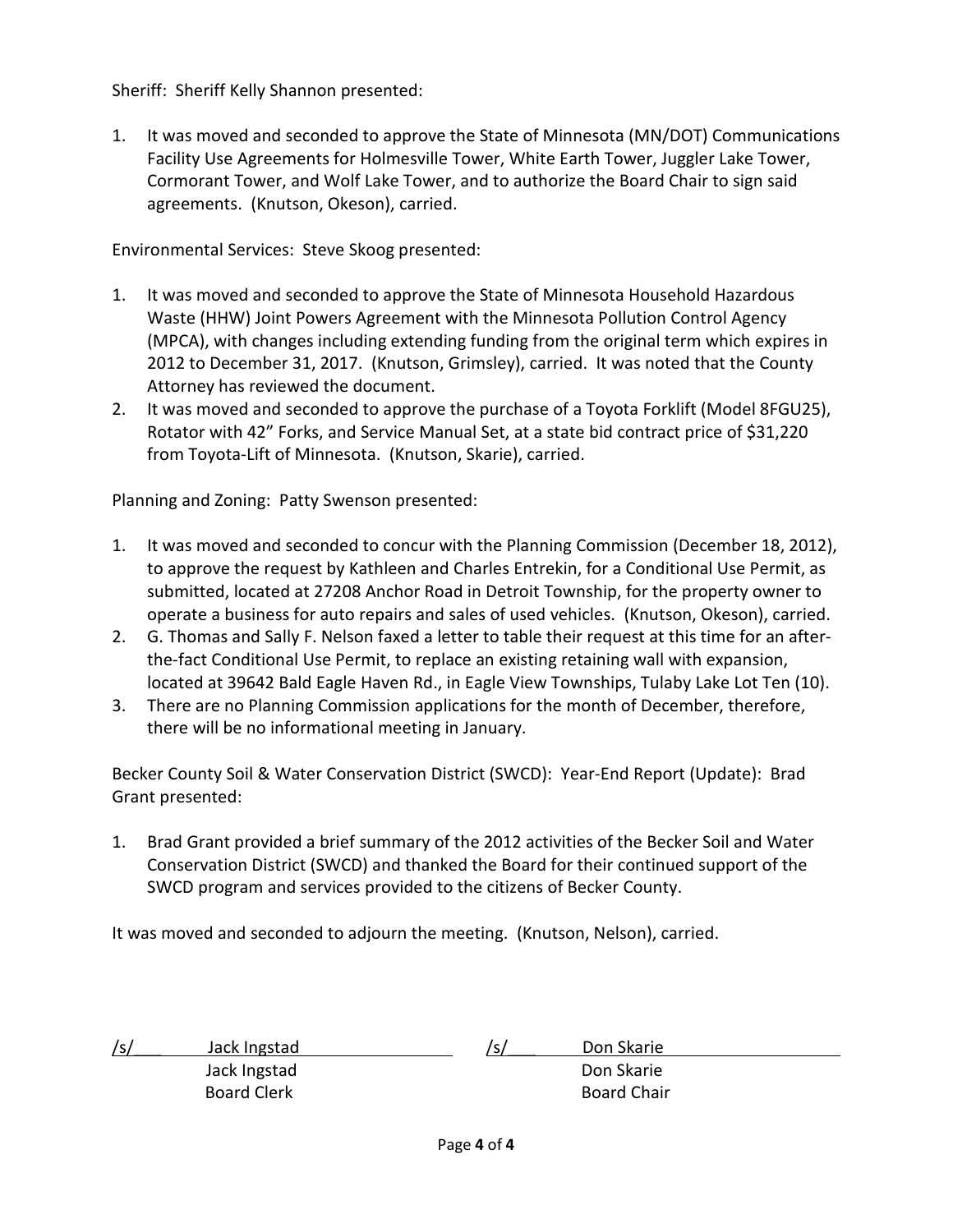Sheriff: Sheriff Kelly Shannon presented:

1. It was moved and seconded to approve the State of Minnesota (MN/DOT) Communications Facility Use Agreements for Holmesville Tower, White Earth Tower, Juggler Lake Tower, Cormorant Tower, and Wolf Lake Tower, and to authorize the Board Chair to sign said agreements. (Knutson, Okeson), carried.

Environmental Services: Steve Skoog presented:

1. It was moved and seconded to approve the State of Minnesota Household Hazardous Waste (HHW) Joint Powers Agreement with the Minnesota Pollution Control Agency (MPCA), with changes including extending funding from the original term which expires in 2012 to December 31, 2017. (Knutson, Grimsley), carried. It was noted that the County Attorney has reviewed the document.
2. It was moved and seconded to approve the purchase of a Toyota Forklift (Model 8FGU25), Rotator with 42" Forks, and Service Manual Set, at a state bid contract price of $31,220 from Toyota-Lift of Minnesota. (Knutson, Skarie), carried.

Planning and Zoning: Patty Swenson presented:

1. It was moved and seconded to concur with the Planning Commission (December 18, 2012), to approve the request by Kathleen and Charles Entrekin, for a Conditional Use Permit, as submitted, located at 27208 Anchor Road in Detroit Township, for the property owner to operate a business for auto repairs and sales of used vehicles. (Knutson, Okeson), carried.
2. G. Thomas and Sally F. Nelson faxed a letter to table their request at this time for an after-the-fact Conditional Use Permit, to replace an existing retaining wall with expansion, located at 39642 Bald Eagle Haven Rd., in Eagle View Townships, Tulaby Lake Lot Ten (10).
3. There are no Planning Commission applications for the month of December, therefore, there will be no informational meeting in January.

Becker County Soil & Water Conservation District (SWCD): Year-End Report (Update): Brad Grant presented:

1. Brad Grant provided a brief summary of the 2012 activities of the Becker Soil and Water Conservation District (SWCD) and thanked the Board for their continued support of the SWCD program and services provided to the citizens of Becker County.

It was moved and seconded to adjourn the meeting. (Knutson, Nelson), carried.

| | |
|---|---|
| /s/\_\_\_ Jack Ingstad | /s/\_\_\_ Don Skarie |
| Jack Ingstad | Don Skarie |
| Board Clerk | Board Chair |